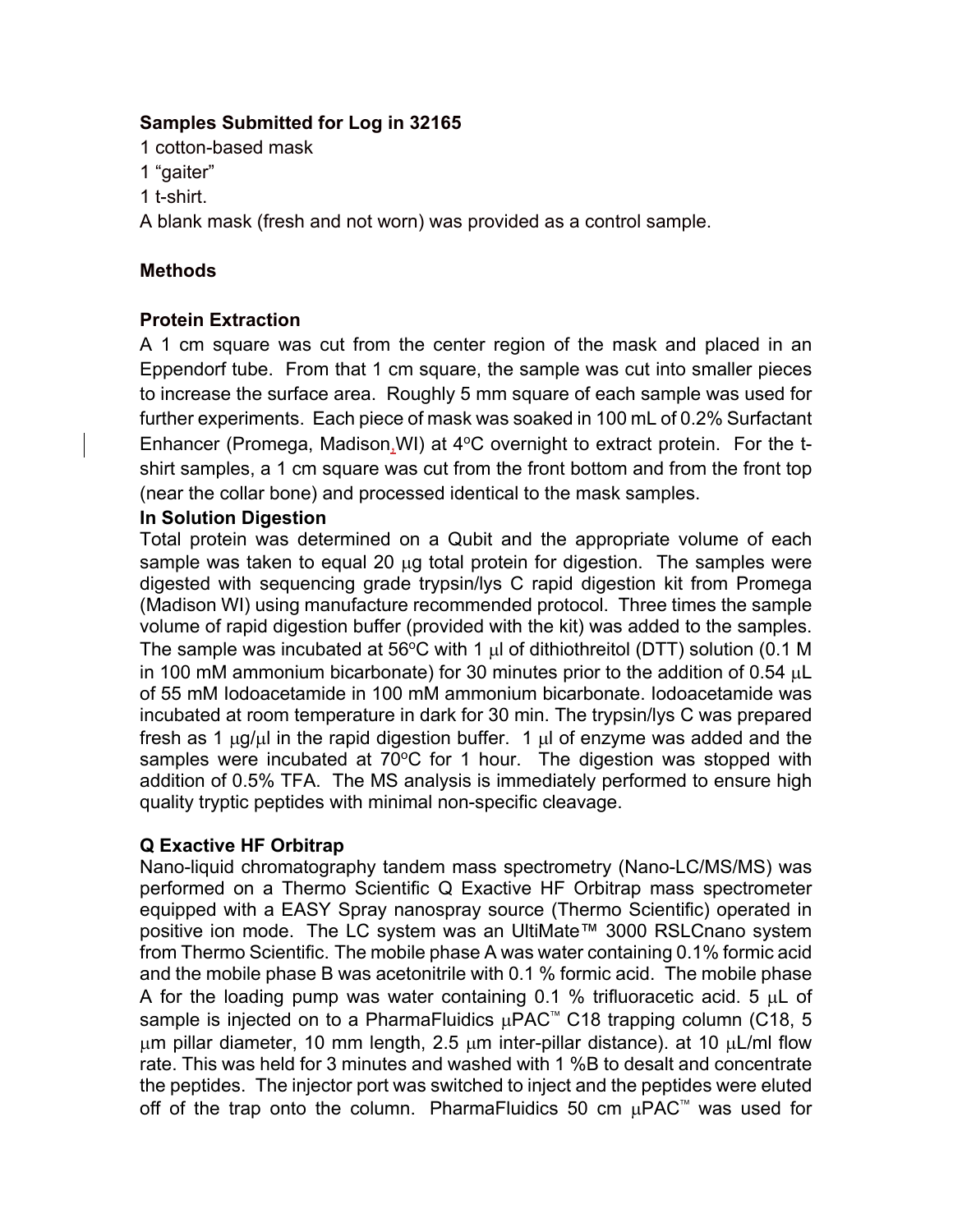**Samples Submitted for Log in 32165**

1 cotton-based mask
1 “gaiter”
1 t-shirt.
A blank mask (fresh and not worn) was provided as a control sample.

**Methods**

**Protein Extraction**

A 1 cm square was cut from the center region of the mask and placed in an Eppendorf tube. From that 1 cm square, the sample was cut into smaller pieces to increase the surface area. Roughly 5 mm square of each sample was used for further experiments. Each piece of mask was soaked in 100 mL of 0.2% Surfactant Enhancer (Promega, Madison, WI) at 4°C overnight to extract protein. For the t-shirt samples, a 1 cm square was cut from the front bottom and from the front top (near the collar bone) and processed identical to the mask samples.

**In Solution Digestion**

Total protein was determined on a Qubit and the appropriate volume of each sample was taken to equal 20 µg total protein for digestion. The samples were digested with sequencing grade trypsin/lys C rapid digestion kit from Promega (Madison WI) using manufacture recommended protocol. Three times the sample volume of rapid digestion buffer (provided with the kit) was added to the samples. The sample was incubated at 56°C with 1 µl of dithiothreitol (DTT) solution (0.1 M in 100 mM ammonium bicarbonate) for 30 minutes prior to the addition of 0.54 µL of 55 mM Iodoacetamide in 100 mM ammonium bicarbonate. Iodoacetamide was incubated at room temperature in dark for 30 min. The trypsin/lys C was prepared fresh as 1 µg/µl in the rapid digestion buffer. 1 µl of enzyme was added and the samples were incubated at 70°C for 1 hour. The digestion was stopped with addition of 0.5% TFA. The MS analysis is immediately performed to ensure high quality tryptic peptides with minimal non-specific cleavage.

**Q Exactive HF Orbitrap**

Nano-liquid chromatography tandem mass spectrometry (Nano-LC/MS/MS) was performed on a Thermo Scientific Q Exactive HF Orbitrap mass spectrometer equipped with a EASY Spray nanospray source (Thermo Scientific) operated in positive ion mode. The LC system was an UltiMate™ 3000 RSLCnano system from Thermo Scientific. The mobile phase A was water containing 0.1% formic acid and the mobile phase B was acetonitrile with 0.1 % formic acid. The mobile phase A for the loading pump was water containing 0.1 % trifluoracetic acid. 5 µL of sample is injected on to a PharmaFluidics µPAC™ C18 trapping column (C18, 5 µm pillar diameter, 10 mm length, 2.5 µm inter-pillar distance). at 10 µL/ml flow rate. This was held for 3 minutes and washed with 1 %B to desalt and concentrate the peptides. The injector port was switched to inject and the peptides were eluted off of the trap onto the column. PharmaFluidics 50 cm µPAC™ was used for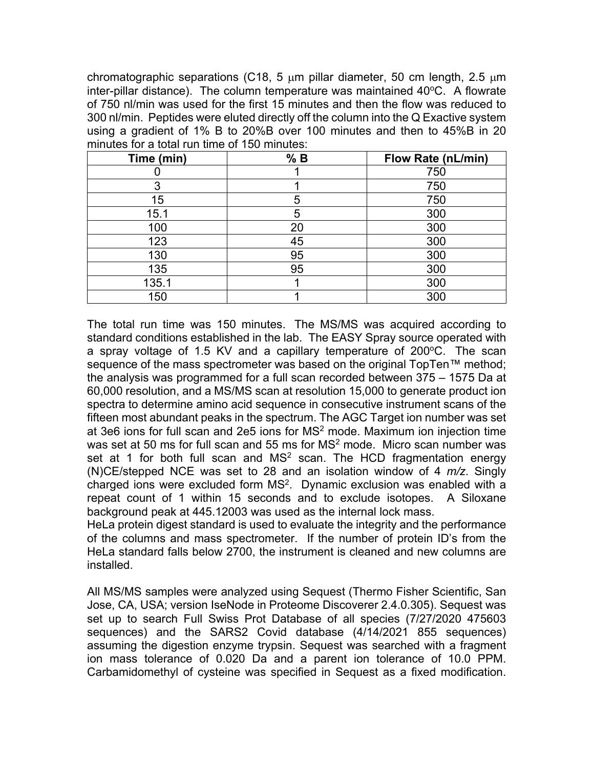chromatographic separations (C18, 5 μm pillar diameter, 50 cm length, 2.5 μm inter-pillar distance). The column temperature was maintained 40°C. A flowrate of 750 nl/min was used for the first 15 minutes and then the flow was reduced to 300 nl/min. Peptides were eluted directly off the column into the Q Exactive system using a gradient of 1% B to 20%B over 100 minutes and then to 45%B in 20 minutes for a total run time of 150 minutes:

| Time (min) | % B | Flow Rate (nL/min) |
|---|---|---|
| 0 | 1 | 750 |
| 3 | 1 | 750 |
| 15 | 5 | 750 |
| 15.1 | 5 | 300 |
| 100 | 20 | 300 |
| 123 | 45 | 300 |
| 130 | 95 | 300 |
| 135 | 95 | 300 |
| 135.1 | 1 | 300 |
| 150 | 1 | 300 |

The total run time was 150 minutes. The MS/MS was acquired according to standard conditions established in the lab. The EASY Spray source operated with a spray voltage of 1.5 KV and a capillary temperature of 200°C. The scan sequence of the mass spectrometer was based on the original TopTen™ method; the analysis was programmed for a full scan recorded between 375 – 1575 Da at 60,000 resolution, and a MS/MS scan at resolution 15,000 to generate product ion spectra to determine amino acid sequence in consecutive instrument scans of the fifteen most abundant peaks in the spectrum. The AGC Target ion number was set at 3e6 ions for full scan and 2e5 ions for $MS^2$ mode. Maximum ion injection time was set at 50 ms for full scan and 55 ms for $MS^2$ mode. Micro scan number was set at 1 for both full scan and $MS^2$ scan. The HCD fragmentation energy (N)CE/stepped NCE was set to 28 and an isolation window of 4 *m/z*. Singly charged ions were excluded form $MS^2$. Dynamic exclusion was enabled with a repeat count of 1 within 15 seconds and to exclude isotopes. A Siloxane background peak at 445.12003 was used as the internal lock mass.
HeLa protein digest standard is used to evaluate the integrity and the performance of the columns and mass spectrometer. If the number of protein ID's from the HeLa standard falls below 2700, the instrument is cleaned and new columns are installed.

All MS/MS samples were analyzed using Sequest (Thermo Fisher Scientific, San Jose, CA, USA; version IseNode in Proteome Discoverer 2.4.0.305). Sequest was set up to search Full Swiss Prot Database of all species (7/27/2020 475603 sequences) and the SARS2 Covid database (4/14/2021 855 sequences) assuming the digestion enzyme trypsin. Sequest was searched with a fragment ion mass tolerance of 0.020 Da and a parent ion tolerance of 10.0 PPM. Carbamidomethyl of cysteine was specified in Sequest as a fixed modification.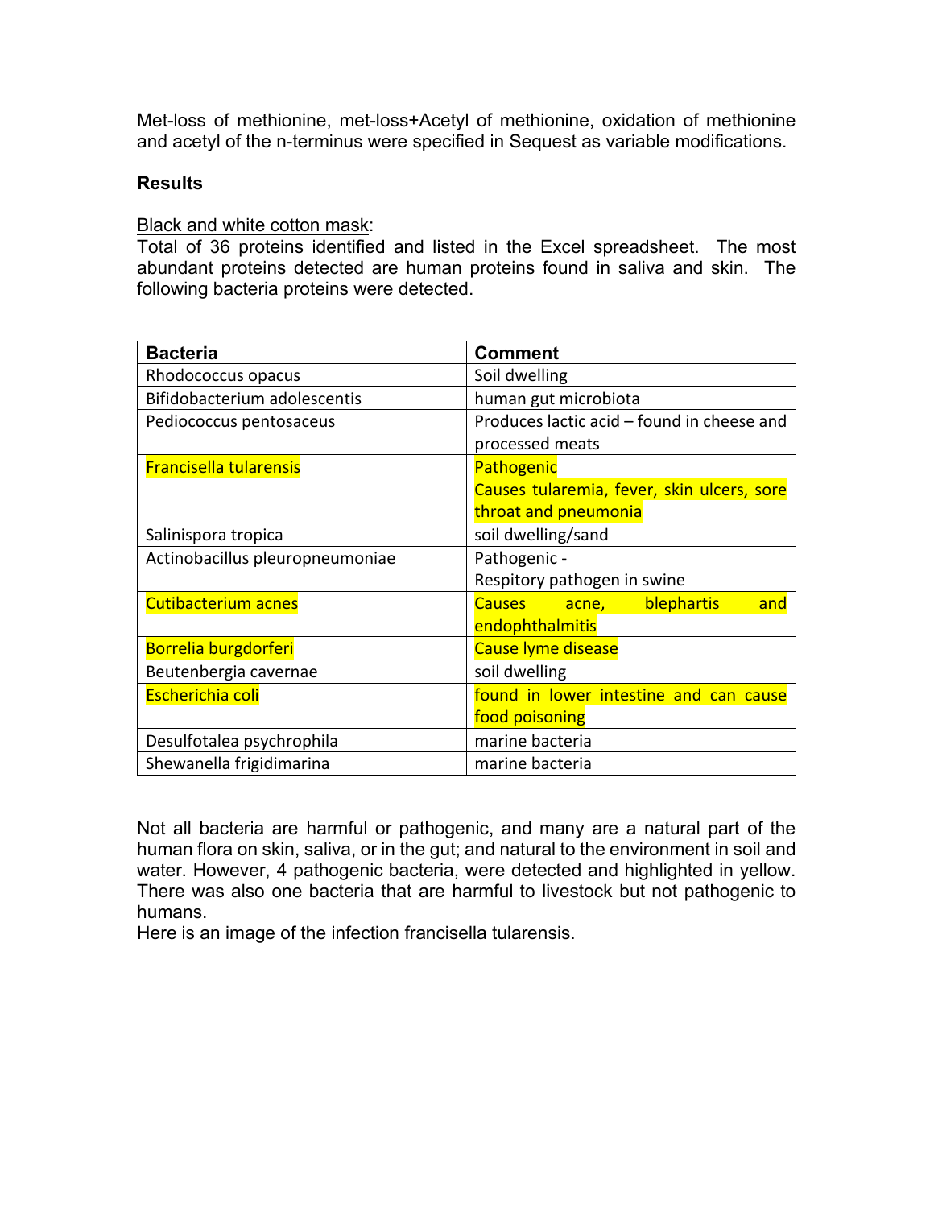Met-loss of methionine, met-loss+Acetyl of methionine, oxidation of methionine and acetyl of the n-terminus were specified in Sequest as variable modifications.

**Results**

<u>Black and white cotton mask</u>:
Total of 36 proteins identified and listed in the Excel spreadsheet. The most abundant proteins detected are human proteins found in saliva and skin. The following bacteria proteins were detected.

| Bacteria | Comment |
|---|---|
| Rhodococcus opacus | Soil dwelling |
| Bifidobacterium adolescentis | human gut microbiota |
| Pediococcus pentosaceus | Produces lactic acid – found in cheese and processed meats |
| Francisella tularensis | Pathogenic<br>Causes tularemia, fever, skin ulcers, sore throat and pneumonia |
| Salinispora tropica | soil dwelling/sand |
| Actinobacillus pleuropneumoniae | Pathogenic -<br>Respitory pathogen in swine |
| Cutibacterium acnes | Causes acne, blephartis and endophthalmitis |
| Borrelia burgdorferi | Cause lyme disease |
| Beutenbergia cavernae | soil dwelling |
| Escherichia coli | found in lower intestine and can cause food poisoning |
| Desulfotalea psychrophila | marine bacteria |
| Shewanella frigidimarina | marine bacteria |

Not all bacteria are harmful or pathogenic, and many are a natural part of the human flora on skin, saliva, or in the gut; and natural to the environment in soil and water. However, 4 pathogenic bacteria, were detected and highlighted in yellow. There was also one bacteria that are harmful to livestock but not pathogenic to humans.
Here is an image of the infection francisella tularensis.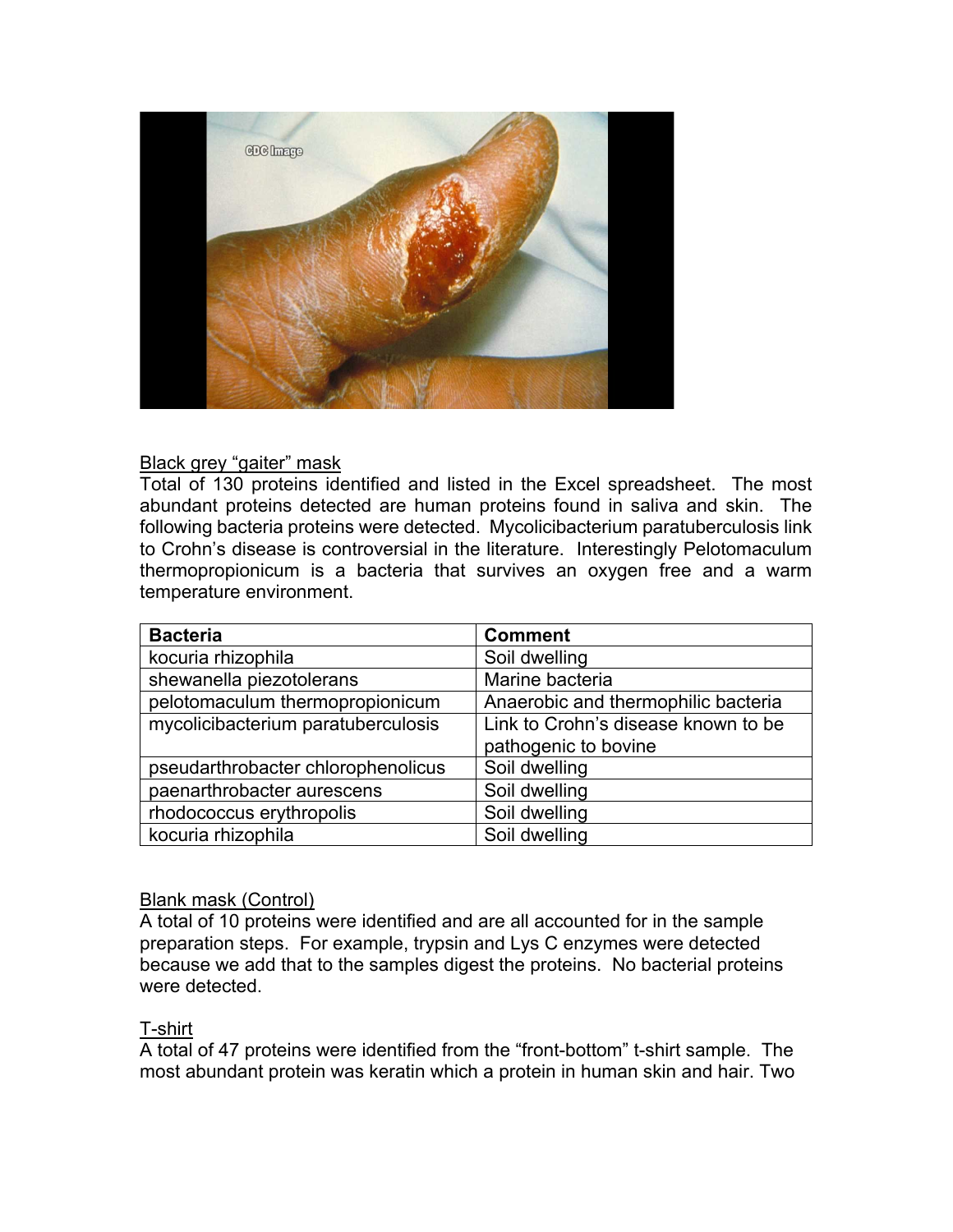Black grey "gaiter" mask

Total of 130 proteins identified and listed in the Excel spreadsheet. The most abundant proteins detected are human proteins found in saliva and skin. The following bacteria proteins were detected. Mycolicibacterium paratuberculosis link to Crohn's disease is controversial in the literature. Interestingly Pelotomaculum thermopropionicum is a bacteria that survives an oxygen free and a warm temperature environment.

| Bacteria | Comment |
| --- | --- |
| kocuria rhizophila | Soil dwelling |
| shewanella piezotolerans | Marine bacteria |
| pelotomaculum thermopropionicum | Anaerobic and thermophilic bacteria |
| mycolicibacterium paratuberculosis | Link to Crohn's disease known to be pathogenic to bovine |
| pseudarthrobacter chlorophenolicus | Soil dwelling |
| paenarthrobacter aurescens | Soil dwelling |
| rhodococcus erythropolis | Soil dwelling |
| kocuria rhizophila | Soil dwelling |

Blank mask (Control)

A total of 10 proteins were identified and are all accounted for in the sample preparation steps. For example, trypsin and Lys C enzymes were detected because we add that to the samples digest the proteins. No bacterial proteins were detected.

T-shirt

A total of 47 proteins were identified from the "front-bottom" t-shirt sample. The most abundant protein was keratin which a protein in human skin and hair. Two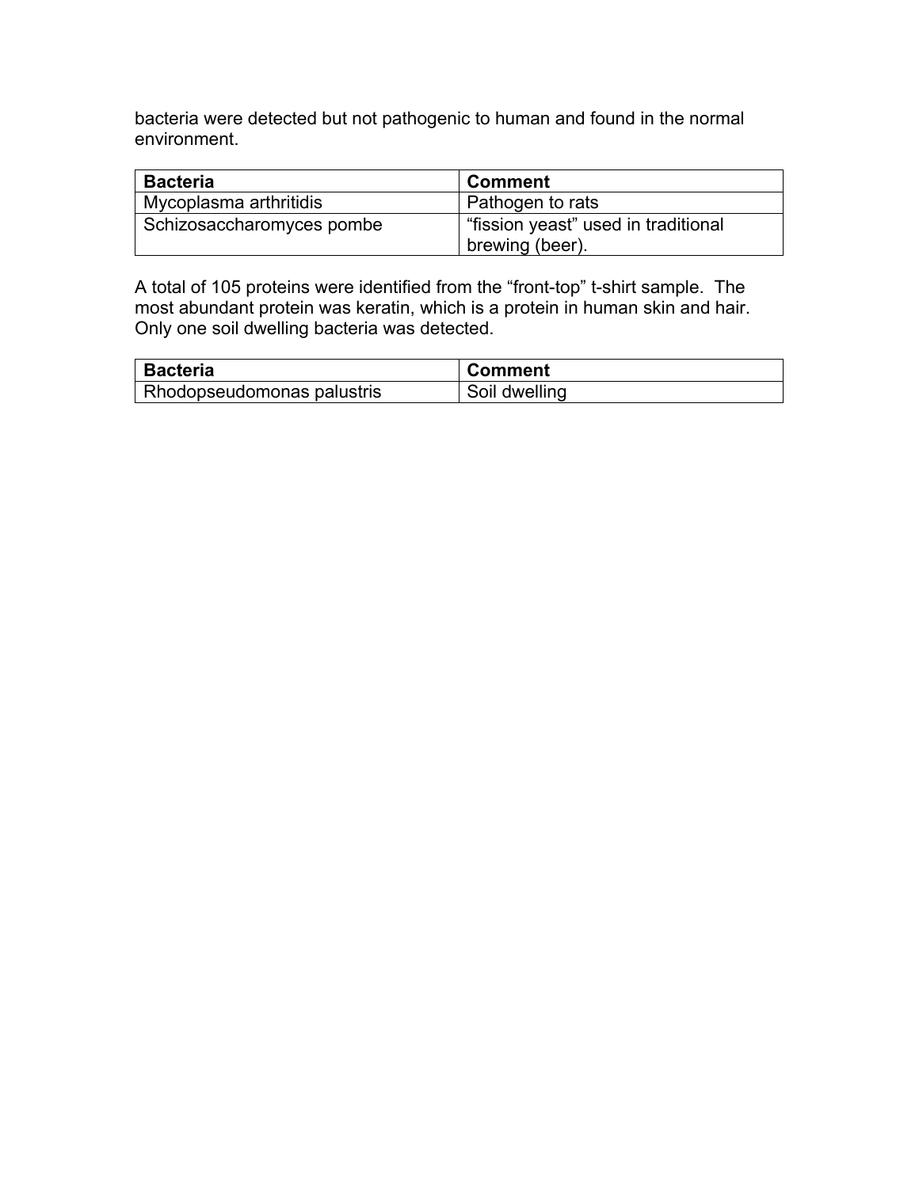bacteria were detected but not pathogenic to human and found in the normal environment.

| Bacteria | Comment |
|---|---|
| Mycoplasma arthritidis | Pathogen to rats |
| Schizosaccharomyces pombe | "fission yeast" used in traditional brewing (beer). |

A total of 105 proteins were identified from the "front-top" t-shirt sample. The most abundant protein was keratin, which is a protein in human skin and hair. Only one soil dwelling bacteria was detected.

| Bacteria | Comment |
|---|---|
| Rhodopseudomonas palustris | Soil dwelling |